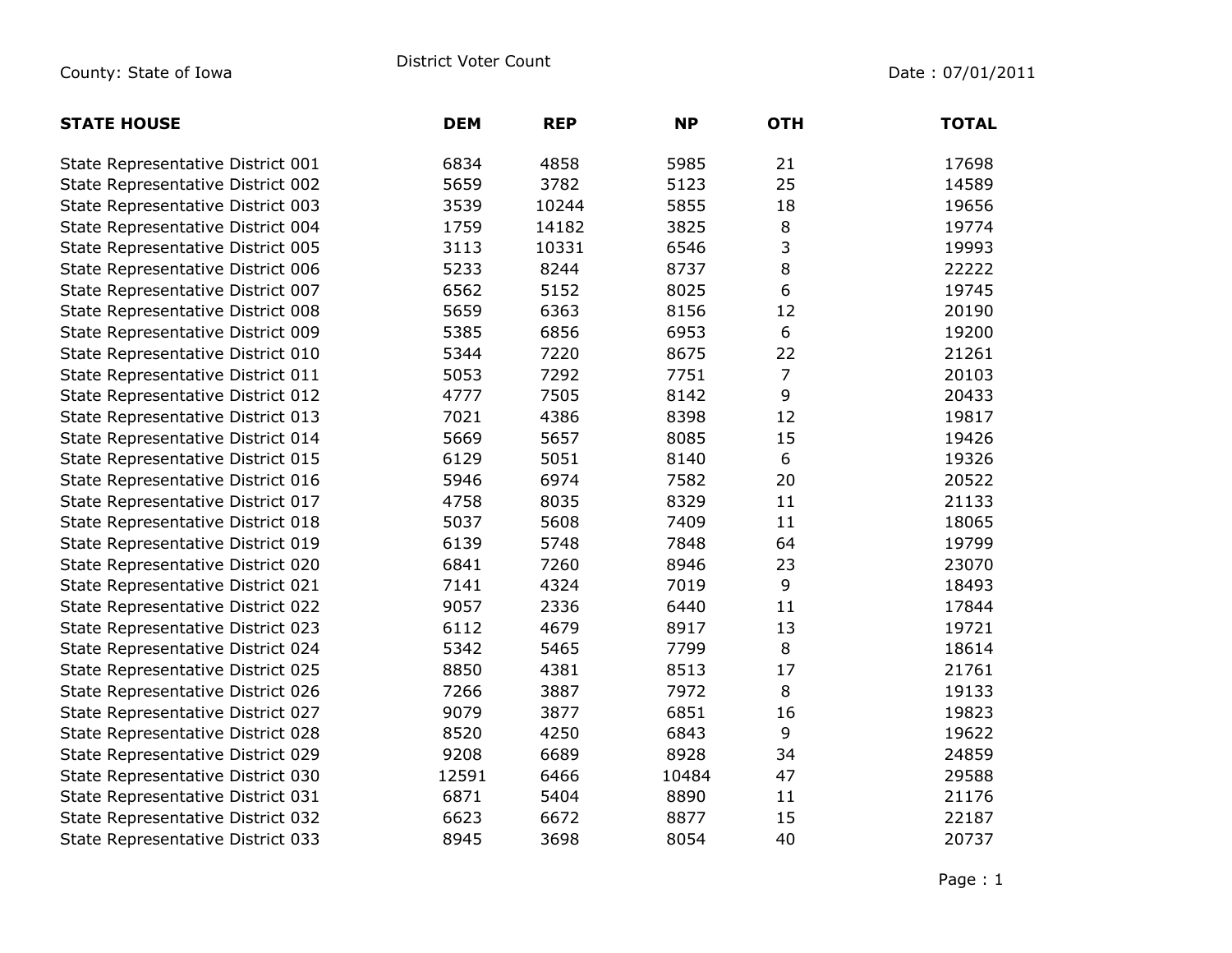County: State of Iowa

District Voter Count

Date : 07/01/2011

| STATE HOUSE | DEM | REP | NP | OTH | TOTAL |
|---|---|---|---|---|---|
| State Representative District 001 | 6834 | 4858 | 5985 | 21 | 17698 |
| State Representative District 002 | 5659 | 3782 | 5123 | 25 | 14589 |
| State Representative District 003 | 3539 | 10244 | 5855 | 18 | 19656 |
| State Representative District 004 | 1759 | 14182 | 3825 | 8 | 19774 |
| State Representative District 005 | 3113 | 10331 | 6546 | 3 | 19993 |
| State Representative District 006 | 5233 | 8244 | 8737 | 8 | 22222 |
| State Representative District 007 | 6562 | 5152 | 8025 | 6 | 19745 |
| State Representative District 008 | 5659 | 6363 | 8156 | 12 | 20190 |
| State Representative District 009 | 5385 | 6856 | 6953 | 6 | 19200 |
| State Representative District 010 | 5344 | 7220 | 8675 | 22 | 21261 |
| State Representative District 011 | 5053 | 7292 | 7751 | 7 | 20103 |
| State Representative District 012 | 4777 | 7505 | 8142 | 9 | 20433 |
| State Representative District 013 | 7021 | 4386 | 8398 | 12 | 19817 |
| State Representative District 014 | 5669 | 5657 | 8085 | 15 | 19426 |
| State Representative District 015 | 6129 | 5051 | 8140 | 6 | 19326 |
| State Representative District 016 | 5946 | 6974 | 7582 | 20 | 20522 |
| State Representative District 017 | 4758 | 8035 | 8329 | 11 | 21133 |
| State Representative District 018 | 5037 | 5608 | 7409 | 11 | 18065 |
| State Representative District 019 | 6139 | 5748 | 7848 | 64 | 19799 |
| State Representative District 020 | 6841 | 7260 | 8946 | 23 | 23070 |
| State Representative District 021 | 7141 | 4324 | 7019 | 9 | 18493 |
| State Representative District 022 | 9057 | 2336 | 6440 | 11 | 17844 |
| State Representative District 023 | 6112 | 4679 | 8917 | 13 | 19721 |
| State Representative District 024 | 5342 | 5465 | 7799 | 8 | 18614 |
| State Representative District 025 | 8850 | 4381 | 8513 | 17 | 21761 |
| State Representative District 026 | 7266 | 3887 | 7972 | 8 | 19133 |
| State Representative District 027 | 9079 | 3877 | 6851 | 16 | 19823 |
| State Representative District 028 | 8520 | 4250 | 6843 | 9 | 19622 |
| State Representative District 029 | 9208 | 6689 | 8928 | 34 | 24859 |
| State Representative District 030 | 12591 | 6466 | 10484 | 47 | 29588 |
| State Representative District 031 | 6871 | 5404 | 8890 | 11 | 21176 |
| State Representative District 032 | 6623 | 6672 | 8877 | 15 | 22187 |
| State Representative District 033 | 8945 | 3698 | 8054 | 40 | 20737 |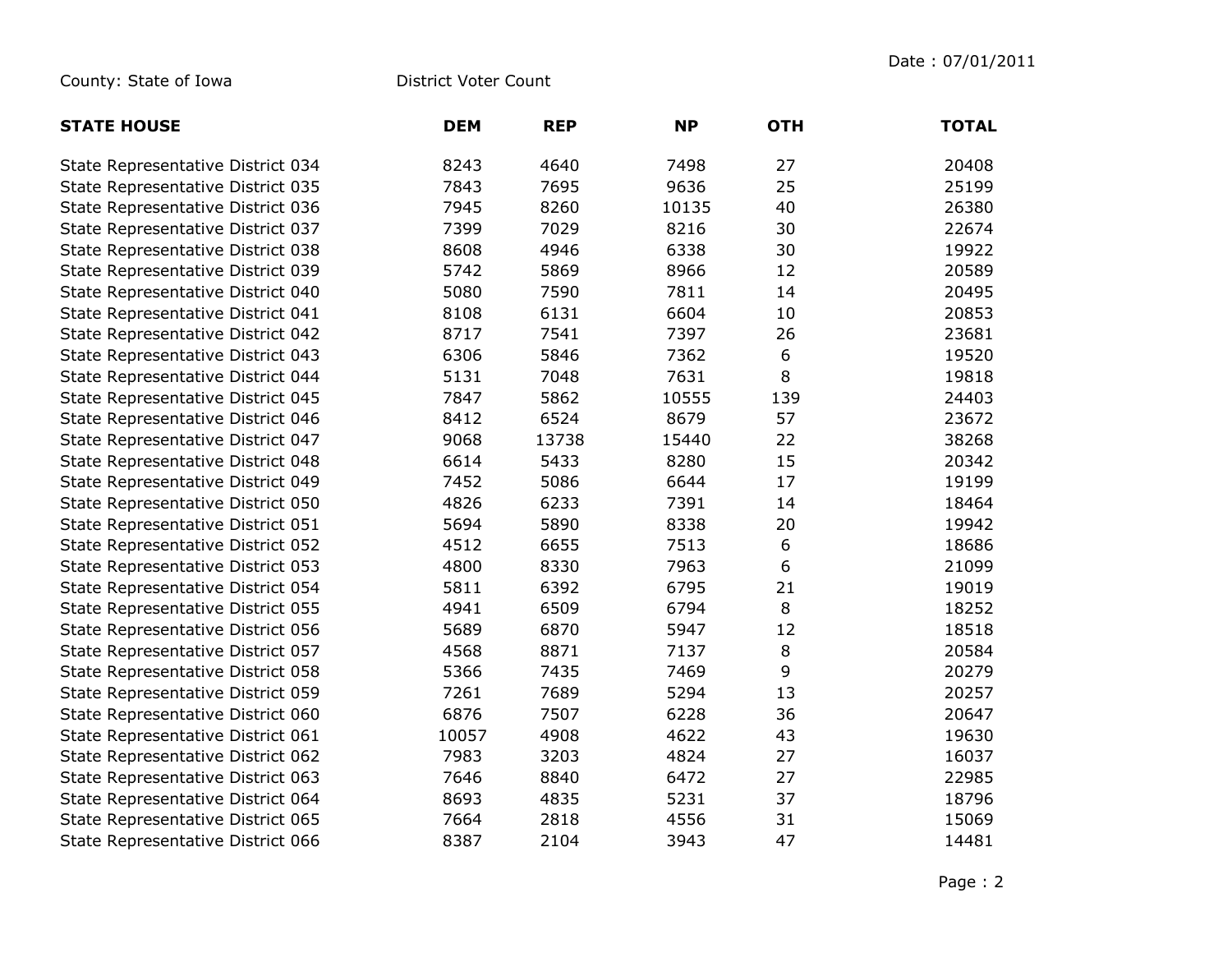County: State of Iowa　　　District Voter Count　　　Date : 07/01/2011

| STATE HOUSE | DEM | REP | NP | OTH | TOTAL |
|---|---|---|---|---|---|
| State Representative District 034 | 8243 | 4640 | 7498 | 27 | 20408 |
| State Representative District 035 | 7843 | 7695 | 9636 | 25 | 25199 |
| State Representative District 036 | 7945 | 8260 | 10135 | 40 | 26380 |
| State Representative District 037 | 7399 | 7029 | 8216 | 30 | 22674 |
| State Representative District 038 | 8608 | 4946 | 6338 | 30 | 19922 |
| State Representative District 039 | 5742 | 5869 | 8966 | 12 | 20589 |
| State Representative District 040 | 5080 | 7590 | 7811 | 14 | 20495 |
| State Representative District 041 | 8108 | 6131 | 6604 | 10 | 20853 |
| State Representative District 042 | 8717 | 7541 | 7397 | 26 | 23681 |
| State Representative District 043 | 6306 | 5846 | 7362 | 6 | 19520 |
| State Representative District 044 | 5131 | 7048 | 7631 | 8 | 19818 |
| State Representative District 045 | 7847 | 5862 | 10555 | 139 | 24403 |
| State Representative District 046 | 8412 | 6524 | 8679 | 57 | 23672 |
| State Representative District 047 | 9068 | 13738 | 15440 | 22 | 38268 |
| State Representative District 048 | 6614 | 5433 | 8280 | 15 | 20342 |
| State Representative District 049 | 7452 | 5086 | 6644 | 17 | 19199 |
| State Representative District 050 | 4826 | 6233 | 7391 | 14 | 18464 |
| State Representative District 051 | 5694 | 5890 | 8338 | 20 | 19942 |
| State Representative District 052 | 4512 | 6655 | 7513 | 6 | 18686 |
| State Representative District 053 | 4800 | 8330 | 7963 | 6 | 21099 |
| State Representative District 054 | 5811 | 6392 | 6795 | 21 | 19019 |
| State Representative District 055 | 4941 | 6509 | 6794 | 8 | 18252 |
| State Representative District 056 | 5689 | 6870 | 5947 | 12 | 18518 |
| State Representative District 057 | 4568 | 8871 | 7137 | 8 | 20584 |
| State Representative District 058 | 5366 | 7435 | 7469 | 9 | 20279 |
| State Representative District 059 | 7261 | 7689 | 5294 | 13 | 20257 |
| State Representative District 060 | 6876 | 7507 | 6228 | 36 | 20647 |
| State Representative District 061 | 10057 | 4908 | 4622 | 43 | 19630 |
| State Representative District 062 | 7983 | 3203 | 4824 | 27 | 16037 |
| State Representative District 063 | 7646 | 8840 | 6472 | 27 | 22985 |
| State Representative District 064 | 8693 | 4835 | 5231 | 37 | 18796 |
| State Representative District 065 | 7664 | 2818 | 4556 | 31 | 15069 |
| State Representative District 066 | 8387 | 2104 | 3943 | 47 | 14481 |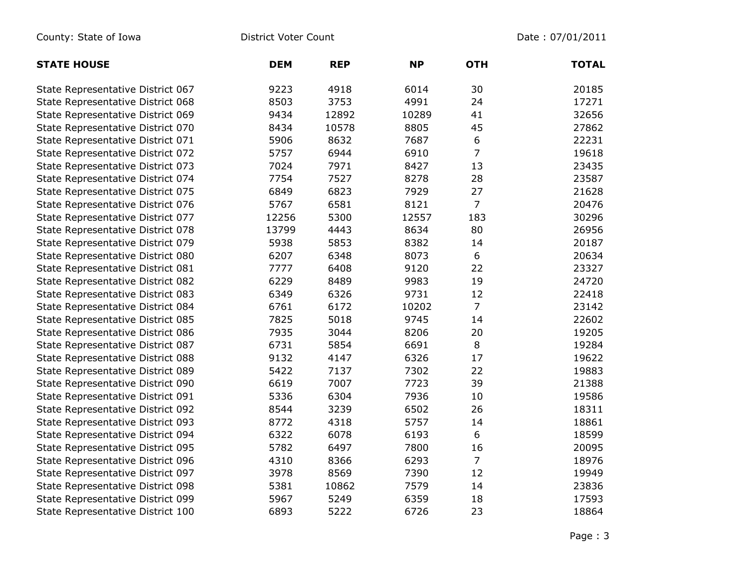County: State of Iowa — District Voter Count — Date : 07/01/2011

| STATE HOUSE | DEM | REP | NP | OTH | TOTAL |
|---|---|---|---|---|---|
| State Representative District 067 | 9223 | 4918 | 6014 | 30 | 20185 |
| State Representative District 068 | 8503 | 3753 | 4991 | 24 | 17271 |
| State Representative District 069 | 9434 | 12892 | 10289 | 41 | 32656 |
| State Representative District 070 | 8434 | 10578 | 8805 | 45 | 27862 |
| State Representative District 071 | 5906 | 8632 | 7687 | 6 | 22231 |
| State Representative District 072 | 5757 | 6944 | 6910 | 7 | 19618 |
| State Representative District 073 | 7024 | 7971 | 8427 | 13 | 23435 |
| State Representative District 074 | 7754 | 7527 | 8278 | 28 | 23587 |
| State Representative District 075 | 6849 | 6823 | 7929 | 27 | 21628 |
| State Representative District 076 | 5767 | 6581 | 8121 | 7 | 20476 |
| State Representative District 077 | 12256 | 5300 | 12557 | 183 | 30296 |
| State Representative District 078 | 13799 | 4443 | 8634 | 80 | 26956 |
| State Representative District 079 | 5938 | 5853 | 8382 | 14 | 20187 |
| State Representative District 080 | 6207 | 6348 | 8073 | 6 | 20634 |
| State Representative District 081 | 7777 | 6408 | 9120 | 22 | 23327 |
| State Representative District 082 | 6229 | 8489 | 9983 | 19 | 24720 |
| State Representative District 083 | 6349 | 6326 | 9731 | 12 | 22418 |
| State Representative District 084 | 6761 | 6172 | 10202 | 7 | 23142 |
| State Representative District 085 | 7825 | 5018 | 9745 | 14 | 22602 |
| State Representative District 086 | 7935 | 3044 | 8206 | 20 | 19205 |
| State Representative District 087 | 6731 | 5854 | 6691 | 8 | 19284 |
| State Representative District 088 | 9132 | 4147 | 6326 | 17 | 19622 |
| State Representative District 089 | 5422 | 7137 | 7302 | 22 | 19883 |
| State Representative District 090 | 6619 | 7007 | 7723 | 39 | 21388 |
| State Representative District 091 | 5336 | 6304 | 7936 | 10 | 19586 |
| State Representative District 092 | 8544 | 3239 | 6502 | 26 | 18311 |
| State Representative District 093 | 8772 | 4318 | 5757 | 14 | 18861 |
| State Representative District 094 | 6322 | 6078 | 6193 | 6 | 18599 |
| State Representative District 095 | 5782 | 6497 | 7800 | 16 | 20095 |
| State Representative District 096 | 4310 | 8366 | 6293 | 7 | 18976 |
| State Representative District 097 | 3978 | 8569 | 7390 | 12 | 19949 |
| State Representative District 098 | 5381 | 10862 | 7579 | 14 | 23836 |
| State Representative District 099 | 5967 | 5249 | 6359 | 18 | 17593 |
| State Representative District 100 | 6893 | 5222 | 6726 | 23 | 18864 |